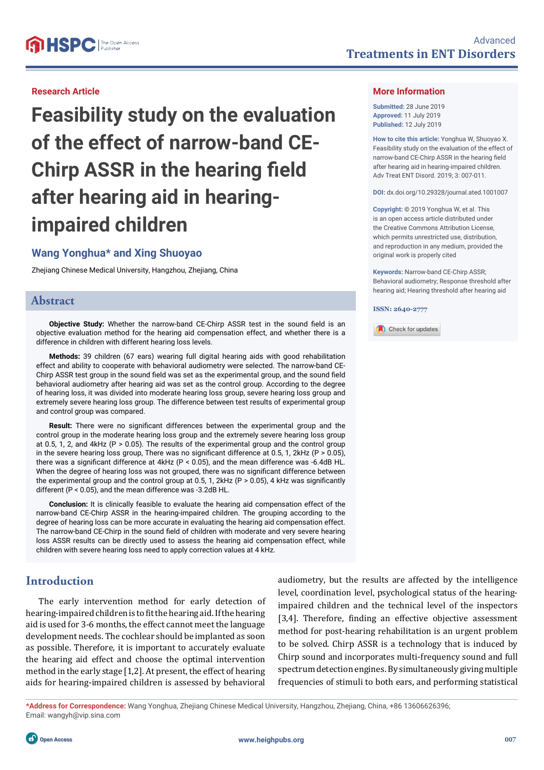Research Article

# Feasibility study on the evaluation of the effect of narrow-band CE-Chirp ASSR in the hearing field after hearing aid in hearing-impaired children

**Wang Yonghua* and Xing Shuoyao**

Zhejiang Chinese Medical University, Hangzhou, Zhejiang, China

## More Information

**Submitted:** 28 June 2019
**Approved:** 11 July 2019
**Published:** 12 July 2019

**How to cite this article:** Yonghua W, Shuoyao X. Feasibility study on the evaluation of the effect of narrow-band CE-Chirp ASSR in the hearing field after hearing aid in hearing-impaired children. Adv Treat ENT Disord. 2019; 3: 007-011.

**DOI:** dx.doi.org/10.29328/journal.ated.1001007

**Copyright:** © 2019 Yonghua W, et al. This is an open access article distributed under the Creative Commons Attribution License, which permits unrestricted use, distribution, and reproduction in any medium, provided the original work is properly cited

**Keywords:** Narrow-band CE-Chirp ASSR; Behavioral audiometry; Response threshold after hearing aid; Hearing threshold after hearing aid

**ISSN:** 2640-2777

## Abstract

**Objective Study:** Whether the narrow-band CE-Chirp ASSR test in the sound field is an objective evaluation method for the hearing aid compensation effect, and whether there is a difference in children with different hearing loss levels.

**Methods:** 39 children (67 ears) wearing full digital hearing aids with good rehabilitation effect and ability to cooperate with behavioral audiometry were selected. The narrow-band CE-Chirp ASSR test group in the sound field was set as the experimental group, and the sound field behavioral audiometry after hearing aid was set as the control group. According to the degree of hearing loss, it was divided into moderate hearing loss group, severe hearing loss group and extremely severe hearing loss group. The difference between test results of experimental group and control group was compared.

**Result:** There were no significant differences between the experimental group and the control group in the moderate hearing loss group and the extremely severe hearing loss group at 0.5, 1, 2, and 4kHz ($P > 0.05$). The results of the experimental group and the control group in the severe hearing loss group, There was no significant difference at 0.5, 1, 2kHz ($P > 0.05$), there was a significant difference at 4kHz ($P < 0.05$), and the mean difference was -6.4dB HL. When the degree of hearing loss was not grouped, there was no significant difference between the experimental group and the control group at 0.5, 1, 2kHz ($P > 0.05$), 4 kHz was significantly different ($P < 0.05$), and the mean difference was -3.2dB HL.

**Conclusion:** It is clinically feasible to evaluate the hearing aid compensation effect of the narrow-band CE-Chirp ASSR in the hearing-impaired children. The grouping according to the degree of hearing loss can be more accurate in evaluating the hearing aid compensation effect. The narrow-band CE-Chirp in the sound field of children with moderate and very severe hearing loss ASSR results can be directly used to assess the hearing aid compensation effect, while children with severe hearing loss need to apply correction values at 4 kHz.

## Introduction

The early intervention method for early detection of hearing-impaired children is to fit the hearing aid. If the hearing aid is used for 3-6 months, the effect cannot meet the language development needs. The cochlear should be implanted as soon as possible. Therefore, it is important to accurately evaluate the hearing aid effect and choose the optimal intervention method in the early stage [1,2]. At present, the effect of hearing aids for hearing-impaired children is assessed by behavioral audiometry, but the results are affected by the intelligence level, coordination level, psychological status of the hearing-impaired children and the technical level of the inspectors [3,4]. Therefore, finding an effective objective assessment method for post-hearing rehabilitation is an urgent problem to be solved. Chirp ASSR is a technology that is induced by Chirp sound and incorporates multi-frequency sound and full spectrum detection engines. By simultaneously giving multiple frequencies of stimuli to both ears, and performing statistical

*Address for Correspondence: Wang Yonghua, Zhejiang Chinese Medical University, Hangzhou, Zhejiang, China, +86 13606626396; Email: wangyh@vip.sina.com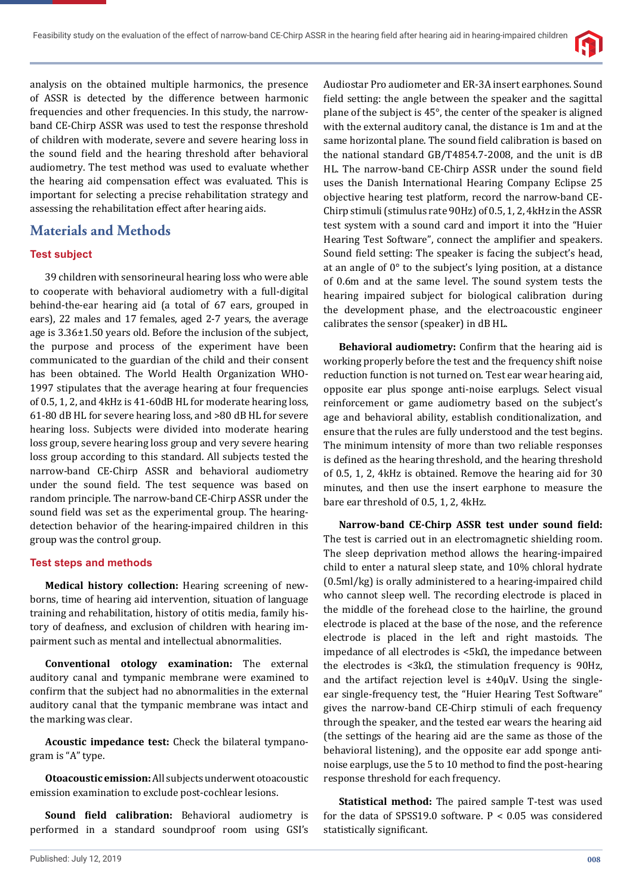analysis on the obtained multiple harmonics, the presence of ASSR is detected by the difference between harmonic frequencies and other frequencies. In this study, the narrow-band CE-Chirp ASSR was used to test the response threshold of children with moderate, severe and severe hearing loss in the sound field and the hearing threshold after behavioral audiometry. The test method was used to evaluate whether the hearing aid compensation effect was evaluated. This is important for selecting a precise rehabilitation strategy and assessing the rehabilitation effect after hearing aids.

## Materials and Methods

### Test subject

39 children with sensorineural hearing loss who were able to cooperate with behavioral audiometry with a full-digital behind-the-ear hearing aid (a total of 67 ears, grouped in ears), 22 males and 17 females, aged 2-7 years, the average age is 3.36±1.50 years old. Before the inclusion of the subject, the purpose and process of the experiment have been communicated to the guardian of the child and their consent has been obtained. The World Health Organization WHO-1997 stipulates that the average hearing at four frequencies of 0.5, 1, 2, and 4kHz is 41-60dB HL for moderate hearing loss, 61-80 dB HL for severe hearing loss, and >80 dB HL for severe hearing loss. Subjects were divided into moderate hearing loss group, severe hearing loss group and very severe hearing loss group according to this standard. All subjects tested the narrow-band CE-Chirp ASSR and behavioral audiometry under the sound field. The test sequence was based on random principle. The narrow-band CE-Chirp ASSR under the sound field was set as the experimental group. The hearing-detection behavior of the hearing-impaired children in this group was the control group.

### Test steps and methods

**Medical history collection:** Hearing screening of newborns, time of hearing aid intervention, situation of language training and rehabilitation, history of otitis media, family history of deafness, and exclusion of children with hearing impairment such as mental and intellectual abnormalities.

**Conventional otology examination:** The external auditory canal and tympanic membrane were examined to confirm that the subject had no abnormalities in the external auditory canal that the tympanic membrane was intact and the marking was clear.

**Acoustic impedance test:** Check the bilateral tympanogram is "A" type.

**Otoacoustic emission:** All subjects underwent otoacoustic emission examination to exclude post-cochlear lesions.

**Sound field calibration:** Behavioral audiometry is performed in a standard soundproof room using GSI's Audiostar Pro audiometer and ER-3A insert earphones. Sound field setting: the angle between the speaker and the sagittal plane of the subject is 45°, the center of the speaker is aligned with the external auditory canal, the distance is 1m and at the same horizontal plane. The sound field calibration is based on the national standard GB/T4854.7-2008, and the unit is dB HL. The narrow-band CE-Chirp ASSR under the sound field uses the Danish International Hearing Company Eclipse 25 objective hearing test platform, record the narrow-band CE-Chirp stimuli (stimulus rate 90Hz) of 0.5, 1, 2, 4kHz in the ASSR test system with a sound card and import it into the "Huier Hearing Test Software", connect the amplifier and speakers. Sound field setting: The speaker is facing the subject's head, at an angle of 0° to the subject's lying position, at a distance of 0.6m and at the same level. The sound system tests the hearing impaired subject for biological calibration during the development phase, and the electroacoustic engineer calibrates the sensor (speaker) in dB HL.

**Behavioral audiometry:** Confirm that the hearing aid is working properly before the test and the frequency shift noise reduction function is not turned on. Test ear wear hearing aid, opposite ear plus sponge anti-noise earplugs. Select visual reinforcement or game audiometry based on the subject's age and behavioral ability, establish conditionalization, and ensure that the rules are fully understood and the test begins. The minimum intensity of more than two reliable responses is defined as the hearing threshold, and the hearing threshold of 0.5, 1, 2, 4kHz is obtained. Remove the hearing aid for 30 minutes, and then use the insert earphone to measure the bare ear threshold of 0.5, 1, 2, 4kHz.

**Narrow-band CE-Chirp ASSR test under sound field:** The test is carried out in an electromagnetic shielding room. The sleep deprivation method allows the hearing-impaired child to enter a natural sleep state, and 10% chloral hydrate (0.5ml/kg) is orally administered to a hearing-impaired child who cannot sleep well. The recording electrode is placed in the middle of the forehead close to the hairline, the ground electrode is placed at the base of the nose, and the reference electrode is placed in the left and right mastoids. The impedance of all electrodes is <5kΩ, the impedance between the electrodes is <3kΩ, the stimulation frequency is 90Hz, and the artifact rejection level is ±40μV. Using the single-ear single-frequency test, the "Huier Hearing Test Software" gives the narrow-band CE-Chirp stimuli of each frequency through the speaker, and the tested ear wears the hearing aid (the settings of the hearing aid are the same as those of the behavioral listening), and the opposite ear add sponge anti-noise earplugs, use the 5 to 10 method to find the post-hearing response threshold for each frequency.

**Statistical method:** The paired sample T-test was used for the data of SPSS19.0 software. $P < 0.05$ was considered statistically significant.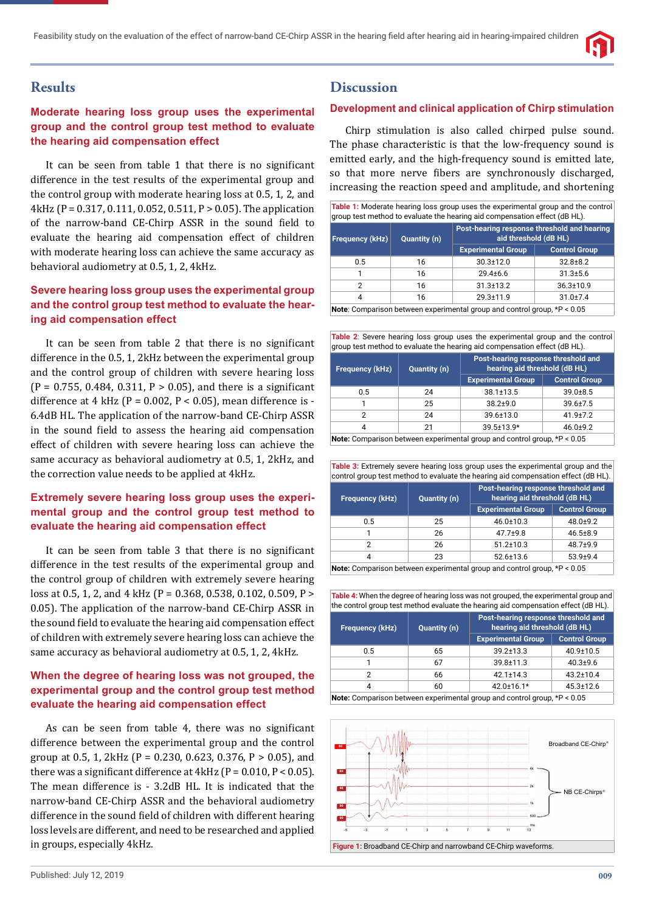## Results

### Moderate hearing loss group uses the experimental group and the control group test method to evaluate the hearing aid compensation effect

It can be seen from table 1 that there is no significant difference in the test results of the experimental group and the control group with moderate hearing loss at 0.5, 1, 2, and 4kHz (P = 0.317, 0.111, 0.052, 0.511, P > 0.05). The application of the narrow-band CE-Chirp ASSR in the sound field to evaluate the hearing aid compensation effect of children with moderate hearing loss can achieve the same accuracy as behavioral audiometry at 0.5, 1, 2, 4kHz.

### Severe hearing loss group uses the experimental group and the control group test method to evaluate the hearing aid compensation effect

It can be seen from table 2 that there is no significant difference in the 0.5, 1, 2kHz between the experimental group and the control group of children with severe hearing loss (P = 0.755, 0.484, 0.311, P > 0.05), and there is a significant difference at 4 kHz (P = 0.002, P < 0.05), mean difference is -6.4dB HL. The application of the narrow-band CE-Chirp ASSR in the sound field to assess the hearing aid compensation effect of children with severe hearing loss can achieve the same accuracy as behavioral audiometry at 0.5, 1, 2kHz, and the correction value needs to be applied at 4kHz.

### Extremely severe hearing loss group uses the experimental group and the control group test method to evaluate the hearing aid compensation effect

It can be seen from table 3 that there is no significant difference in the test results of the experimental group and the control group of children with extremely severe hearing loss at 0.5, 1, 2, and 4 kHz (P = 0.368, 0.538, 0.102, 0.509, P > 0.05). The application of the narrow-band CE-Chirp ASSR in the sound field to evaluate the hearing aid compensation effect of children with extremely severe hearing loss can achieve the same accuracy as behavioral audiometry at 0.5, 1, 2, 4kHz.

### When the degree of hearing loss was not grouped, the experimental group and the control group test method evaluate the hearing aid compensation effect

As can be seen from table 4, there was no significant difference between the experimental group and the control group at 0.5, 1, 2kHz (P = 0.230, 0.623, 0.376, P > 0.05), and there was a significant difference at 4kHz (P = 0.010, P < 0.05). The mean difference is - 3.2dB HL. It is indicated that the narrow-band CE-Chirp ASSR and the behavioral audiometry difference in the sound field of children with different hearing loss levels are different, and need to be researched and applied in groups, especially 4kHz.

## Discussion

### Development and clinical application of Chirp stimulation

Chirp stimulation is also called chirped pulse sound. The phase characteristic is that the low-frequency sound is emitted early, and the high-frequency sound is emitted late, so that more nerve fibers are synchronously discharged, increasing the reaction speed and amplitude, and shortening

**Table 1:** Moderate hearing loss group uses the experimental group and the control group test method to evaluate the hearing aid compensation effect (dB HL).

| Frequency (kHz) | Quantity (n) | Post-hearing response threshold and hearing aid threshold (dB HL) | |
|---|---|---|---|
| | | Experimental Group | Control Group |
| 0.5 | 16 | 30.3±12.0 | 32.8±8.2 |
| 1 | 16 | 29.4±6.6 | 31.3±5.6 |
| 2 | 16 | 31.3±13.2 | 36.3±10.9 |
| 4 | 16 | 29.3±11.9 | 31.0±7.4 |

**Note**: Comparison between experimental group and control group, *P < 0.05

**Table 2**: Severe hearing loss group uses the experimental group and the control group test method to evaluate the hearing aid compensation effect (dB HL).

| Frequency (kHz) | Quantity (n) | Post-hearing response threshold and hearing aid threshold (dB HL) | |
|---|---|---|---|
| | | Experimental Group | Control Group |
| 0.5 | 24 | 38.1±13.5 | 39.0±8.5 |
| 1 | 25 | 38.2±9.0 | 39.6±7.5 |
| 2 | 24 | 39.6±13.0 | 41.9±7.2 |
| 4 | 21 | 39.5±13.9* | 46.0±9.2 |

**Note:** Comparison between experimental group and control group, *P < 0.05

**Table 3:** Extremely severe hearing loss group uses the experimental group and the control group test method to evaluate the hearing aid compensation effect (dB HL).

| Frequency (kHz) | Quantity (n) | Post-hearing response threshold and hearing aid threshold (dB HL) | |
|---|---|---|---|
| | | Experimental Group | Control Group |
| 0.5 | 25 | 46.0±10.3 | 48.0±9.2 |
| 1 | 26 | 47.7±9.8 | 46.5±8.9 |
| 2 | 26 | 51.2±10.3 | 48.7±9.9 |
| 4 | 23 | 52.6±13.6 | 53.9±9.4 |

**Note:** Comparison between experimental group and control group, *P < 0.05

**Table 4:** When the degree of hearing loss was not grouped, the experimental group and the control group test method evaluate the hearing aid compensation effect (dB HL).

| Frequency (kHz) | Quantity (n) | Post-hearing response threshold and hearing aid threshold (dB HL) | |
|---|---|---|---|
| | | Experimental Group | Control Group |
| 0.5 | 65 | 39.2±13.3 | 40.9±10.5 |
| 1 | 67 | 39.8±11.3 | 40.3±9.6 |
| 2 | 66 | 42.1±14.3 | 43.2±10.4 |
| 4 | 60 | 42.0±16.1* | 45.3±12.6 |

**Note:** Comparison between experimental group and control group, *P < 0.05

**Figure 1:** Broadband CE-Chirp and narrowband CE-Chirp waveforms.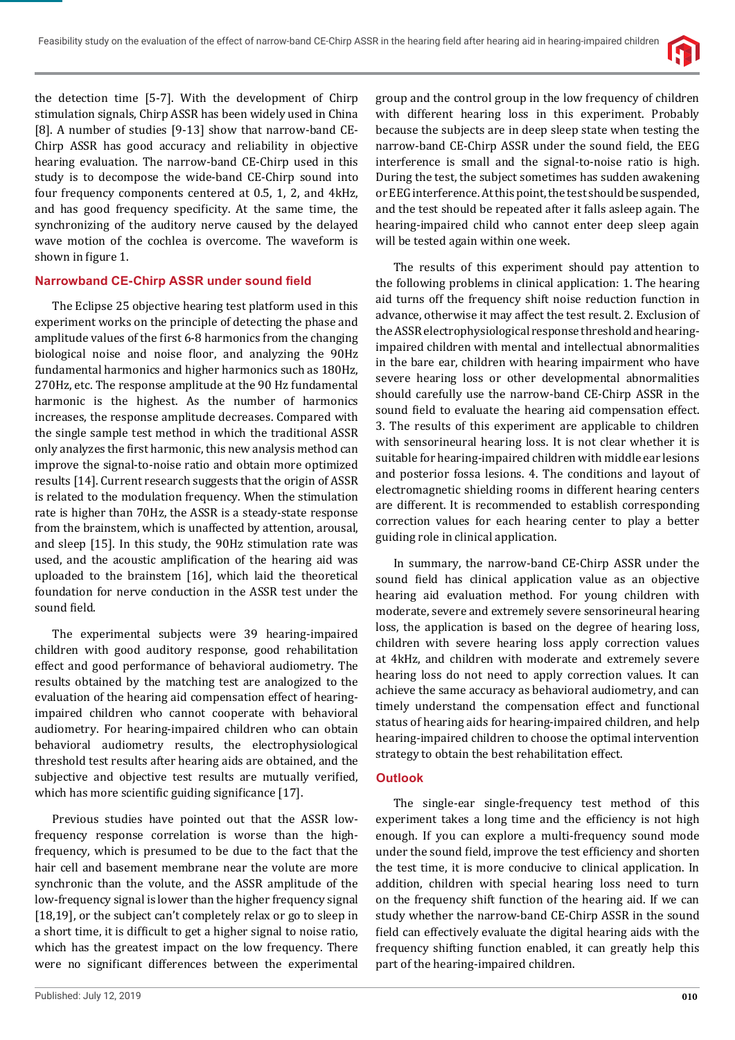the detection time [5-7]. With the development of Chirp stimulation signals, Chirp ASSR has been widely used in China [8]. A number of studies [9-13] show that narrow-band CE-Chirp ASSR has good accuracy and reliability in objective hearing evaluation. The narrow-band CE-Chirp used in this study is to decompose the wide-band CE-Chirp sound into four frequency components centered at 0.5, 1, 2, and 4kHz, and has good frequency specificity. At the same time, the synchronizing of the auditory nerve caused by the delayed wave motion of the cochlea is overcome. The waveform is shown in figure 1.

## Narrowband CE-Chirp ASSR under sound field

The Eclipse 25 objective hearing test platform used in this experiment works on the principle of detecting the phase and amplitude values of the first 6-8 harmonics from the changing biological noise and noise floor, and analyzing the 90Hz fundamental harmonics and higher harmonics such as 180Hz, 270Hz, etc. The response amplitude at the 90 Hz fundamental harmonic is the highest. As the number of harmonics increases, the response amplitude decreases. Compared with the single sample test method in which the traditional ASSR only analyzes the first harmonic, this new analysis method can improve the signal-to-noise ratio and obtain more optimized results [14]. Current research suggests that the origin of ASSR is related to the modulation frequency. When the stimulation rate is higher than 70Hz, the ASSR is a steady-state response from the brainstem, which is unaffected by attention, arousal, and sleep [15]. In this study, the 90Hz stimulation rate was used, and the acoustic amplification of the hearing aid was uploaded to the brainstem [16], which laid the theoretical foundation for nerve conduction in the ASSR test under the sound field.

The experimental subjects were 39 hearing-impaired children with good auditory response, good rehabilitation effect and good performance of behavioral audiometry. The results obtained by the matching test are analogized to the evaluation of the hearing aid compensation effect of hearing-impaired children who cannot cooperate with behavioral audiometry. For hearing-impaired children who can obtain behavioral audiometry results, the electrophysiological threshold test results after hearing aids are obtained, and the subjective and objective test results are mutually verified, which has more scientific guiding significance [17].

Previous studies have pointed out that the ASSR low-frequency response correlation is worse than the high-frequency, which is presumed to be due to the fact that the hair cell and basement membrane near the volute are more synchronic than the volute, and the ASSR amplitude of the low-frequency signal is lower than the higher frequency signal [18,19], or the subject can't completely relax or go to sleep in a short time, it is difficult to get a higher signal to noise ratio, which has the greatest impact on the low frequency. There were no significant differences between the experimental group and the control group in the low frequency of children with different hearing loss in this experiment. Probably because the subjects are in deep sleep state when testing the narrow-band CE-Chirp ASSR under the sound field, the EEG interference is small and the signal-to-noise ratio is high. During the test, the subject sometimes has sudden awakening or EEG interference. At this point, the test should be suspended, and the test should be repeated after it falls asleep again. The hearing-impaired child who cannot enter deep sleep again will be tested again within one week.

The results of this experiment should pay attention to the following problems in clinical application: 1. The hearing aid turns off the frequency shift noise reduction function in advance, otherwise it may affect the test result. 2. Exclusion of the ASSR electrophysiological response threshold and hearing-impaired children with mental and intellectual abnormalities in the bare ear, children with hearing impairment who have severe hearing loss or other developmental abnormalities should carefully use the narrow-band CE-Chirp ASSR in the sound field to evaluate the hearing aid compensation effect. 3. The results of this experiment are applicable to children with sensorineural hearing loss. It is not clear whether it is suitable for hearing-impaired children with middle ear lesions and posterior fossa lesions. 4. The conditions and layout of electromagnetic shielding rooms in different hearing centers are different. It is recommended to establish corresponding correction values for each hearing center to play a better guiding role in clinical application.

In summary, the narrow-band CE-Chirp ASSR under the sound field has clinical application value as an objective hearing aid evaluation method. For young children with moderate, severe and extremely severe sensorineural hearing loss, the application is based on the degree of hearing loss, children with severe hearing loss apply correction values at 4kHz, and children with moderate and extremely severe hearing loss do not need to apply correction values. It can achieve the same accuracy as behavioral audiometry, and can timely understand the compensation effect and functional status of hearing aids for hearing-impaired children, and help hearing-impaired children to choose the optimal intervention strategy to obtain the best rehabilitation effect.

## Outlook

The single-ear single-frequency test method of this experiment takes a long time and the efficiency is not high enough. If you can explore a multi-frequency sound mode under the sound field, improve the test efficiency and shorten the test time, it is more conducive to clinical application. In addition, children with special hearing loss need to turn on the frequency shift function of the hearing aid. If we can study whether the narrow-band CE-Chirp ASSR in the sound field can effectively evaluate the digital hearing aids with the frequency shifting function enabled, it can greatly help this part of the hearing-impaired children.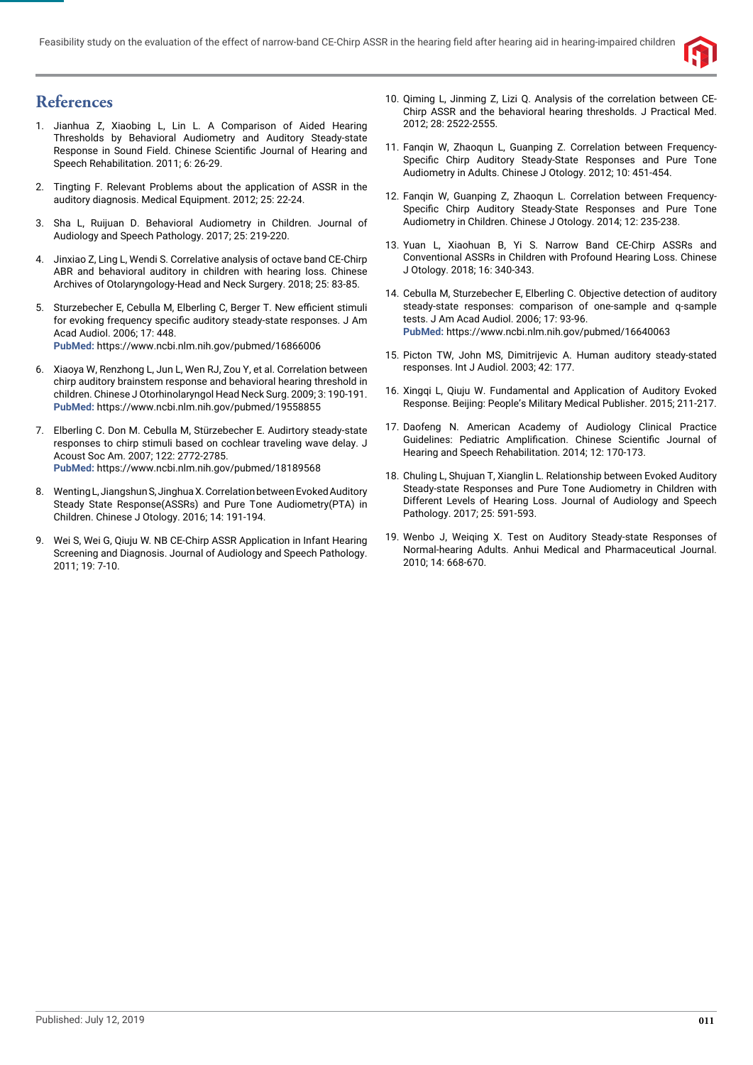# References

1. Jianhua Z, Xiaobing L, Lin L. A Comparison of Aided Hearing Thresholds by Behavioral Audiometry and Auditory Steady-state Response in Sound Field. Chinese Scientific Journal of Hearing and Speech Rehabilitation. 2011; 6: 26-29.

2. Tingting F. Relevant Problems about the application of ASSR in the auditory diagnosis. Medical Equipment. 2012; 25: 22-24.

3. Sha L, Ruijuan D. Behavioral Audiometry in Children. Journal of Audiology and Speech Pathology. 2017; 25: 219-220.

4. Jinxiao Z, Ling L, Wendi S. Correlative analysis of octave band CE-Chirp ABR and behavioral auditory in children with hearing loss. Chinese Archives of Otolaryngology-Head and Neck Surgery. 2018; 25: 83-85.

5. Sturzebecher E, Cebulla M, Elberling C, Berger T. New efficient stimuli for evoking frequency specific auditory steady-state responses. J Am Acad Audiol. 2006; 17: 448. **PubMed:** https://www.ncbi.nlm.nih.gov/pubmed/16866006

6. Xiaoya W, Renzhong L, Jun L, Wen RJ, Zou Y, et al. Correlation between chirp auditory brainstem response and behavioral hearing threshold in children. Chinese J Otorhinolaryngol Head Neck Surg. 2009; 3: 190-191. **PubMed:** https://www.ncbi.nlm.nih.gov/pubmed/19558855

7. Elberling C. Don M. Cebulla M, Stürzebecher E. Audirtory steady-state responses to chirp stimuli based on cochlear traveling wave delay. J Acoust Soc Am. 2007; 122: 2772-2785. **PubMed:** https://www.ncbi.nlm.nih.gov/pubmed/18189568

8. Wenting L, Jiangshun S, Jinghua X. Correlation between Evoked Auditory Steady State Response(ASSRs) and Pure Tone Audiometry(PTA) in Children. Chinese J Otology. 2016; 14: 191-194.

9. Wei S, Wei G, Qiuju W. NB CE-Chirp ASSR Application in Infant Hearing Screening and Diagnosis. Journal of Audiology and Speech Pathology. 2011; 19: 7-10.

10. Qiming L, Jinming Z, Lizi Q. Analysis of the correlation between CE-Chirp ASSR and the behavioral hearing thresholds. J Practical Med. 2012; 28: 2522-2555.

11. Fanqin W, Zhaoqun L, Guanping Z. Correlation between Frequency-Specific Chirp Auditory Steady-State Responses and Pure Tone Audiometry in Adults. Chinese J Otology. 2012; 10: 451-454.

12. Fanqin W, Guanping Z, Zhaoqun L. Correlation between Frequency-Specific Chirp Auditory Steady-State Responses and Pure Tone Audiometry in Children. Chinese J Otology. 2014; 12: 235-238.

13. Yuan L, Xiaohuan B, Yi S. Narrow Band CE-Chirp ASSRs and Conventional ASSRs in Children with Profound Hearing Loss. Chinese J Otology. 2018; 16: 340-343.

14. Cebulla M, Sturzebecher E, Elberling C. Objective detection of auditory steady-state responses: comparison of one-sample and q-sample tests. J Am Acad Audiol. 2006; 17: 93-96. **PubMed:** https://www.ncbi.nlm.nih.gov/pubmed/16640063

15. Picton TW, John MS, Dimitrijevic A. Human auditory steady-stated responses. Int J Audiol. 2003; 42: 177.

16. Xingqi L, Qiuju W. Fundamental and Application of Auditory Evoked Response. Beijing: People's Military Medical Publisher. 2015; 211-217.

17. Daofeng N. American Academy of Audiology Clinical Practice Guidelines: Pediatric Amplification. Chinese Scientific Journal of Hearing and Speech Rehabilitation. 2014; 12: 170-173.

18. Chuling L, Shujuan T, Xianglin L. Relationship between Evoked Auditory Steady-state Responses and Pure Tone Audiometry in Children with Different Levels of Hearing Loss. Journal of Audiology and Speech Pathology. 2017; 25: 591-593.

19. Wenbo J, Weiqing X. Test on Auditory Steady-state Responses of Normal-hearing Adults. Anhui Medical and Pharmaceutical Journal. 2010; 14: 668-670.